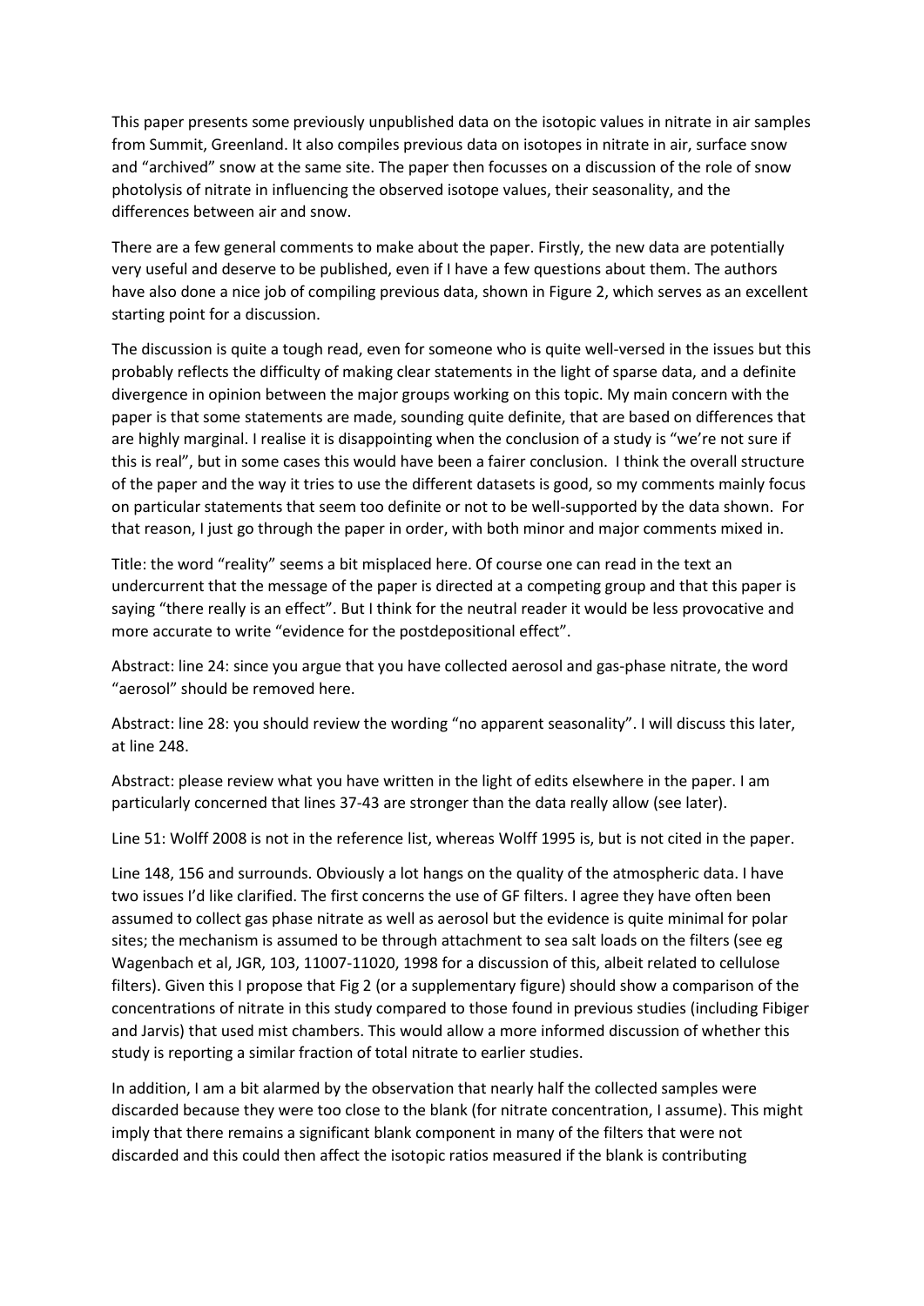This paper presents some previously unpublished data on the isotopic values in nitrate in air samples from Summit, Greenland. It also compiles previous data on isotopes in nitrate in air, surface snow and "archived" snow at the same site. The paper then focusses on a discussion of the role of snow photolysis of nitrate in influencing the observed isotope values, their seasonality, and the differences between air and snow.

There are a few general comments to make about the paper. Firstly, the new data are potentially very useful and deserve to be published, even if I have a few questions about them. The authors have also done a nice job of compiling previous data, shown in Figure 2, which serves as an excellent starting point for a discussion.

The discussion is quite a tough read, even for someone who is quite well-versed in the issues but this probably reflects the difficulty of making clear statements in the light of sparse data, and a definite divergence in opinion between the major groups working on this topic. My main concern with the paper is that some statements are made, sounding quite definite, that are based on differences that are highly marginal. I realise it is disappointing when the conclusion of a study is "we're not sure if this is real", but in some cases this would have been a fairer conclusion. I think the overall structure of the paper and the way it tries to use the different datasets is good, so my comments mainly focus on particular statements that seem too definite or not to be well-supported by the data shown. For that reason, I just go through the paper in order, with both minor and major comments mixed in.

Title: the word "reality" seems a bit misplaced here. Of course one can read in the text an undercurrent that the message of the paper is directed at a competing group and that this paper is saying "there really is an effect". But I think for the neutral reader it would be less provocative and more accurate to write "evidence for the postdepositional effect".

Abstract: line 24: since you argue that you have collected aerosol and gas-phase nitrate, the word "aerosol" should be removed here.

Abstract: line 28: you should review the wording "no apparent seasonality". I will discuss this later, at line 248.

Abstract: please review what you have written in the light of edits elsewhere in the paper. I am particularly concerned that lines 37-43 are stronger than the data really allow (see later).

Line 51: Wolff 2008 is not in the reference list, whereas Wolff 1995 is, but is not cited in the paper.

Line 148, 156 and surrounds. Obviously a lot hangs on the quality of the atmospheric data. I have two issues I'd like clarified. The first concerns the use of GF filters. I agree they have often been assumed to collect gas phase nitrate as well as aerosol but the evidence is quite minimal for polar sites; the mechanism is assumed to be through attachment to sea salt loads on the filters (see eg Wagenbach et al, JGR, 103, 11007-11020, 1998 for a discussion of this, albeit related to cellulose filters). Given this I propose that Fig 2 (or a supplementary figure) should show a comparison of the concentrations of nitrate in this study compared to those found in previous studies (including Fibiger and Jarvis) that used mist chambers. This would allow a more informed discussion of whether this study is reporting a similar fraction of total nitrate to earlier studies.

In addition, I am a bit alarmed by the observation that nearly half the collected samples were discarded because they were too close to the blank (for nitrate concentration, I assume). This might imply that there remains a significant blank component in many of the filters that were not discarded and this could then affect the isotopic ratios measured if the blank is contributing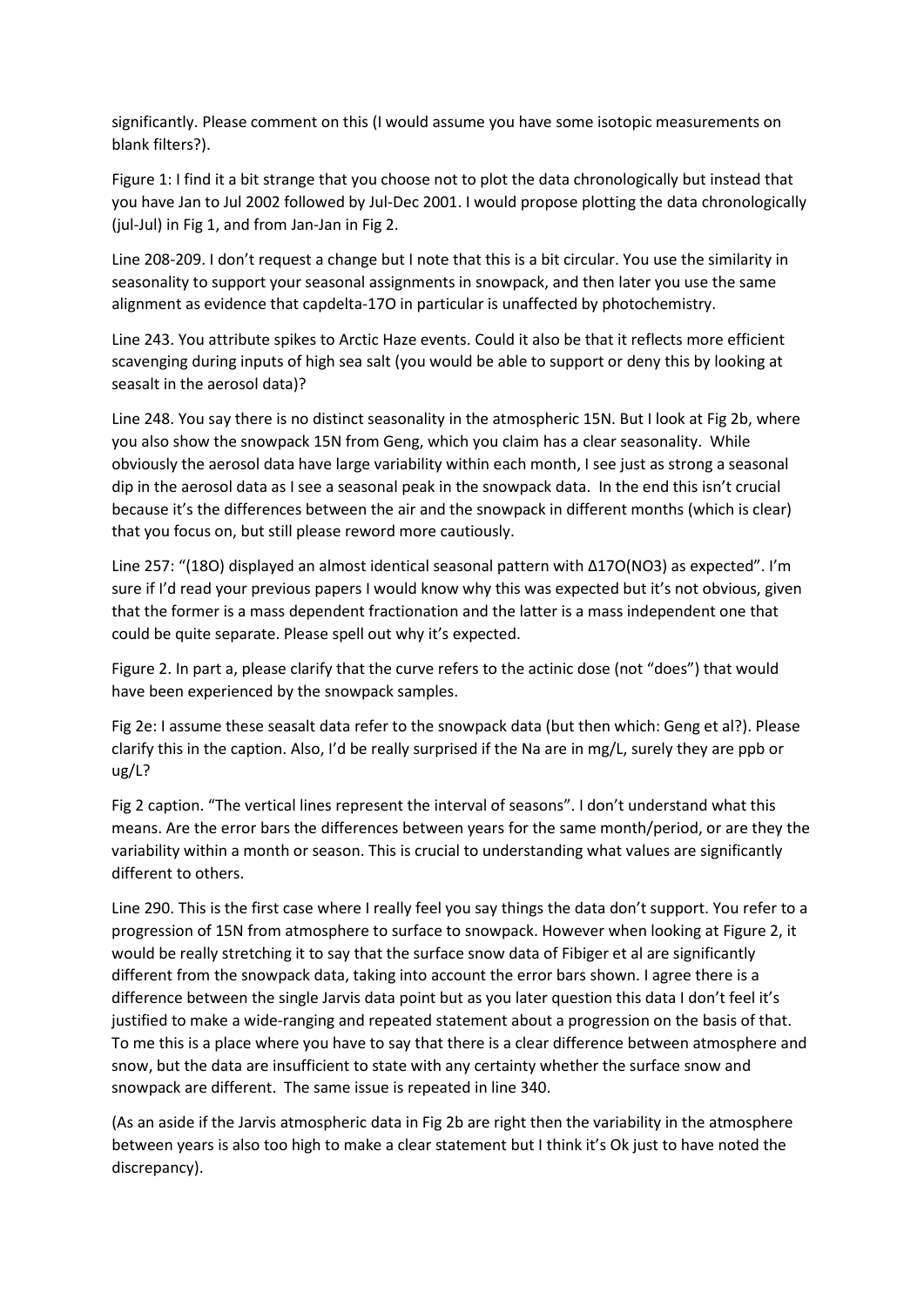significantly. Please comment on this (I would assume you have some isotopic measurements on blank filters?).

Figure 1: I find it a bit strange that you choose not to plot the data chronologically but instead that you have Jan to Jul 2002 followed by Jul-Dec 2001. I would propose plotting the data chronologically (jul-Jul) in Fig 1, and from Jan-Jan in Fig 2.

Line 208-209. I don't request a change but I note that this is a bit circular. You use the similarity in seasonality to support your seasonal assignments in snowpack, and then later you use the same alignment as evidence that capdelta-17O in particular is unaffected by photochemistry.

Line 243. You attribute spikes to Arctic Haze events. Could it also be that it reflects more efficient scavenging during inputs of high sea salt (you would be able to support or deny this by looking at seasalt in the aerosol data)?

Line 248. You say there is no distinct seasonality in the atmospheric 15N. But I look at Fig 2b, where you also show the snowpack 15N from Geng, which you claim has a clear seasonality. While obviously the aerosol data have large variability within each month, I see just as strong a seasonal dip in the aerosol data as I see a seasonal peak in the snowpack data. In the end this isn't crucial because it's the differences between the air and the snowpack in different months (which is clear) that you focus on, but still please reword more cautiously.

Line 257: "(18O) displayed an almost identical seasonal pattern with $\Delta^{17}O(NO_3)$ as expected". I'm sure if I'd read your previous papers I would know why this was expected but it's not obvious, given that the former is a mass dependent fractionation and the latter is a mass independent one that could be quite separate. Please spell out why it's expected.

Figure 2. In part a, please clarify that the curve refers to the actinic dose (not "does") that would have been experienced by the snowpack samples.

Fig 2e: I assume these seasalt data refer to the snowpack data (but then which: Geng et al?). Please clarify this in the caption. Also, I'd be really surprised if the Na are in mg/L, surely they are ppb or ug/L?

Fig 2 caption. "The vertical lines represent the interval of seasons". I don't understand what this means. Are the error bars the differences between years for the same month/period, or are they the variability within a month or season. This is crucial to understanding what values are significantly different to others.

Line 290. This is the first case where I really feel you say things the data don't support. You refer to a progression of 15N from atmosphere to surface to snowpack. However when looking at Figure 2, it would be really stretching it to say that the surface snow data of Fibiger et al are significantly different from the snowpack data, taking into account the error bars shown. I agree there is a difference between the single Jarvis data point but as you later question this data I don't feel it's justified to make a wide-ranging and repeated statement about a progression on the basis of that. To me this is a place where you have to say that there is a clear difference between atmosphere and snow, but the data are insufficient to state with any certainty whether the surface snow and snowpack are different. The same issue is repeated in line 340.

(As an aside if the Jarvis atmospheric data in Fig 2b are right then the variability in the atmosphere between years is also too high to make a clear statement but I think it's Ok just to have noted the discrepancy).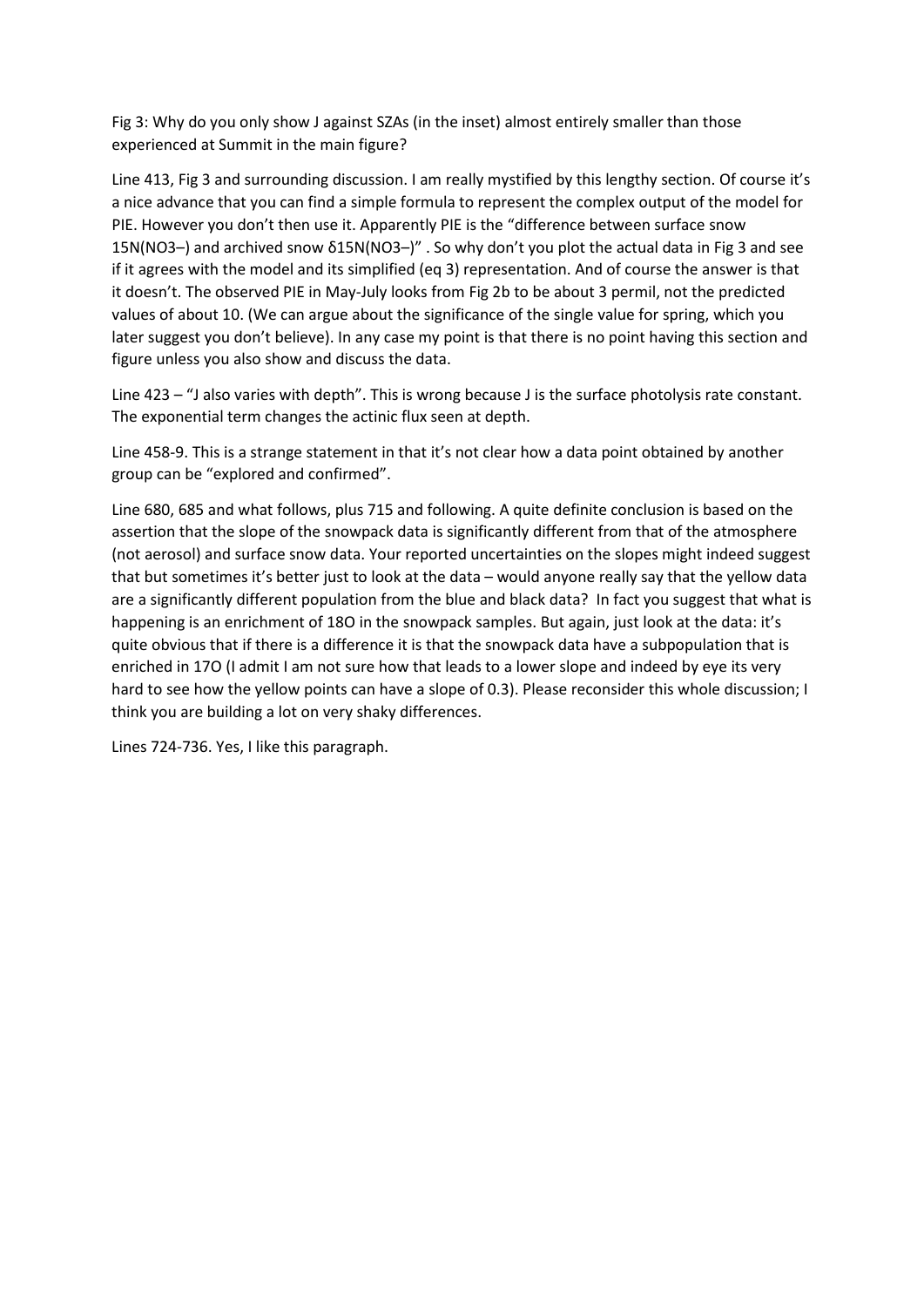Fig 3: Why do you only show J against SZAs (in the inset) almost entirely smaller than those experienced at Summit in the main figure?

Line 413, Fig 3 and surrounding discussion. I am really mystified by this lengthy section. Of course it's a nice advance that you can find a simple formula to represent the complex output of the model for PIE. However you don't then use it. Apparently PIE is the "difference between surface snow 15N($NO_3^-$) and archived snow $\delta^{15}N(NO_3^-)$" . So why don't you plot the actual data in Fig 3 and see if it agrees with the model and its simplified (eq 3) representation. And of course the answer is that it doesn't. The observed PIE in May-July looks from Fig 2b to be about 3 permil, not the predicted values of about 10. (We can argue about the significance of the single value for spring, which you later suggest you don't believe). In any case my point is that there is no point having this section and figure unless you also show and discuss the data.

Line 423 – "J also varies with depth". This is wrong because J is the surface photolysis rate constant. The exponential term changes the actinic flux seen at depth.

Line 458-9. This is a strange statement in that it's not clear how a data point obtained by another group can be "explored and confirmed".

Line 680, 685 and what follows, plus 715 and following. A quite definite conclusion is based on the assertion that the slope of the snowpack data is significantly different from that of the atmosphere (not aerosol) and surface snow data. Your reported uncertainties on the slopes might indeed suggest that but sometimes it's better just to look at the data – would anyone really say that the yellow data are a significantly different population from the blue and black data? In fact you suggest that what is happening is an enrichment of 18O in the snowpack samples. But again, just look at the data: it's quite obvious that if there is a difference it is that the snowpack data have a subpopulation that is enriched in 17O (I admit I am not sure how that leads to a lower slope and indeed by eye its very hard to see how the yellow points can have a slope of 0.3). Please reconsider this whole discussion; I think you are building a lot on very shaky differences.

Lines 724-736. Yes, I like this paragraph.